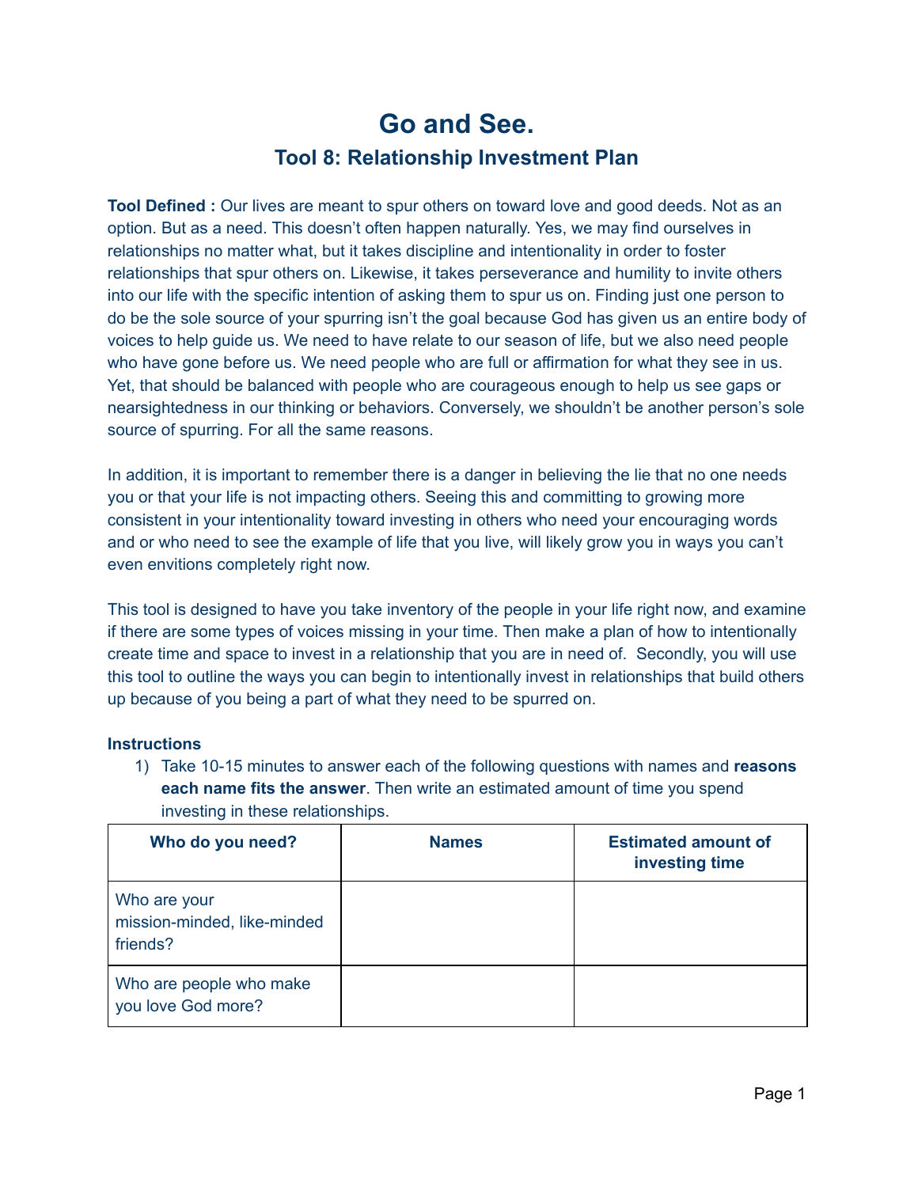# Go and See.

## Tool 8: Relationship Investment Plan

**Tool Defined :** Our lives are meant to spur others on toward love and good deeds. Not as an option. But as a need. This doesn't often happen naturally. Yes, we may find ourselves in relationships no matter what, but it takes discipline and intentionality in order to foster relationships that spur others on. Likewise, it takes perseverance and humility to invite others into our life with the specific intention of asking them to spur us on. Finding just one person to do be the sole source of your spurring isn't the goal because God has given us an entire body of voices to help guide us. We need to have relate to our season of life, but we also need people who have gone before us. We need people who are full or affirmation for what they see in us. Yet, that should be balanced with people who are courageous enough to help us see gaps or nearsightedness in our thinking or behaviors. Conversely, we shouldn't be another person's sole source of spurring. For all the same reasons.

In addition, it is important to remember there is a danger in believing the lie that no one needs you or that your life is not impacting others. Seeing this and committing to growing more consistent in your intentionality toward investing in others who need your encouraging words and or who need to see the example of life that you live, will likely grow you in ways you can't even envitions completely right now.

This tool is designed to have you take inventory of the people in your life right now, and examine if there are some types of voices missing in your time. Then make a plan of how to intentionally create time and space to invest in a relationship that you are in need of. Secondly, you will use this tool to outline the ways you can begin to intentionally invest in relationships that build others up because of you being a part of what they need to be spurred on.

**Instructions**

1) Take 10-15 minutes to answer each of the following questions with names and **reasons each name fits the answer**. Then write an estimated amount of time you spend investing in these relationships.

| Who do you need? | Names | Estimated amount of investing time |
|---|---|---|
| Who are your mission-minded, like-minded friends? | | |
| Who are people who make you love God more? | | |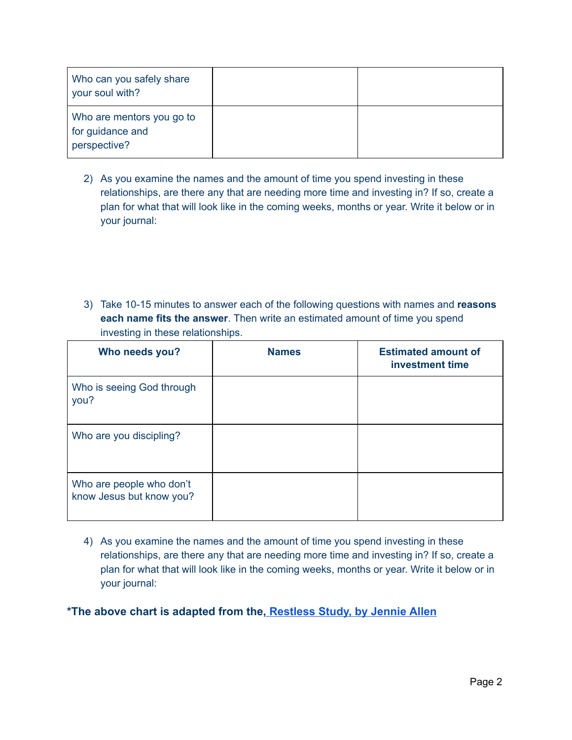| | | |
|---|---|---|
| Who can you safely share your soul with? | | |
| Who are mentors you go to for guidance and perspective? | | |

2) As you examine the names and the amount of time you spend investing in these relationships, are there any that are needing more time and investing in? If so, create a plan for what that will look like in the coming weeks, months or year. Write it below or in your journal:

3) Take 10-15 minutes to answer each of the following questions with names and **reasons each name fits the answer**. Then write an estimated amount of time you spend investing in these relationships.

| **Who needs you?** | **Names** | **Estimated amount of investment time** |
|---|---|---|
| Who is seeing God through you? | | |
| Who are you discipling? | | |
| Who are people who don't know Jesus but know you? | | |

4) As you examine the names and the amount of time you spend investing in these relationships, are there any that are needing more time and investing in? If so, create a plan for what that will look like in the coming weeks, months or year. Write it below or in your journal:

**\*The above chart is adapted from the, [Restless Study, by Jennie Allen]**